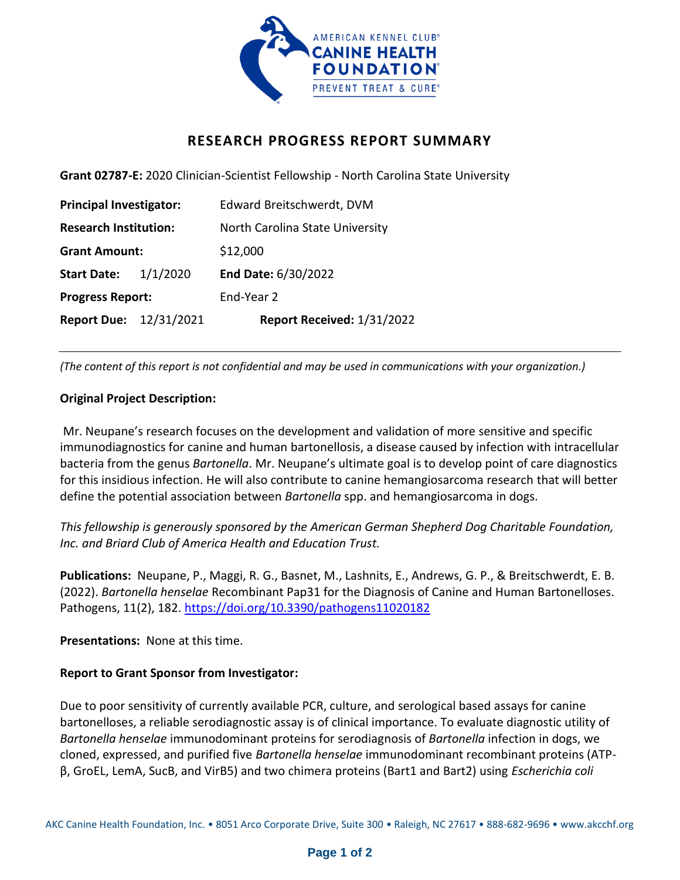# RESEARCH PROGRESS REPORT SUMMARY

**Grant 02787-E:** 2020 Clinician-Scientist Fellowship - North Carolina State University

**Principal Investigator:** Edward Breitschwerdt, DVM

**Research Institution:** North Carolina State University

**Grant Amount:** $12,000

**Start Date:** 1/1/2020 **End Date:** 6/30/2022

**Progress Report:** End-Year 2

**Report Due:** 12/31/2021 **Report Received:** 1/31/2022

---

*(The content of this report is not confidential and may be used in communications with your organization.)*

**Original Project Description:**

Mr. Neupane's research focuses on the development and validation of more sensitive and specific immunodiagnostics for canine and human bartonellosis, a disease caused by infection with intracellular bacteria from the genus *Bartonella*. Mr. Neupane's ultimate goal is to develop point of care diagnostics for this insidious infection. He will also contribute to canine hemangiosarcoma research that will better define the potential association between *Bartonella* spp. and hemangiosarcoma in dogs.

*This fellowship is generously sponsored by the American German Shepherd Dog Charitable Foundation, Inc. and Briard Club of America Health and Education Trust.*

**Publications:** Neupane, P., Maggi, R. G., Basnet, M., Lashnits, E., Andrews, G. P., & Breitschwerdt, E. B. (2022). *Bartonella henselae* Recombinant Pap31 for the Diagnosis of Canine and Human Bartonelloses. Pathogens, 11(2), 182. https://doi.org/10.3390/pathogens11020182

**Presentations:** None at this time.

**Report to Grant Sponsor from Investigator:**

Due to poor sensitivity of currently available PCR, culture, and serological based assays for canine bartonelloses, a reliable serodiagnostic assay is of clinical importance. To evaluate diagnostic utility of *Bartonella henselae* immunodominant proteins for serodiagnosis of *Bartonella* infection in dogs, we cloned, expressed, and purified five *Bartonella henselae* immunodominant recombinant proteins (ATP-β, GroEL, LemA, SucB, and VirB5) and two chimera proteins (Bart1 and Bart2) using *Escherichia coli*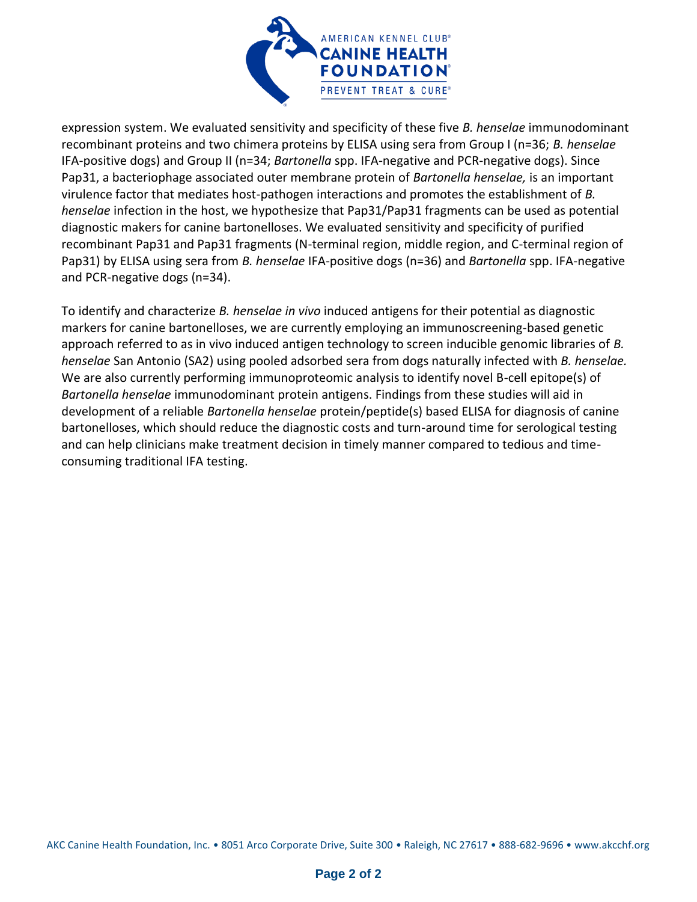expression system. We evaluated sensitivity and specificity of these five *B. henselae* immunodominant recombinant proteins and two chimera proteins by ELISA using sera from Group I (n=36; *B. henselae* IFA-positive dogs) and Group II (n=34; *Bartonella* spp. IFA-negative and PCR-negative dogs). Since Pap31, a bacteriophage associated outer membrane protein of *Bartonella henselae,* is an important virulence factor that mediates host-pathogen interactions and promotes the establishment of *B. henselae* infection in the host, we hypothesize that Pap31/Pap31 fragments can be used as potential diagnostic makers for canine bartonelloses. We evaluated sensitivity and specificity of purified recombinant Pap31 and Pap31 fragments (N-terminal region, middle region, and C-terminal region of Pap31) by ELISA using sera from *B. henselae* IFA-positive dogs (n=36) and *Bartonella* spp. IFA-negative and PCR-negative dogs (n=34).

To identify and characterize *B. henselae in vivo* induced antigens for their potential as diagnostic markers for canine bartonelloses, we are currently employing an immunoscreening-based genetic approach referred to as in vivo induced antigen technology to screen inducible genomic libraries of *B. henselae* San Antonio (SA2) using pooled adsorbed sera from dogs naturally infected with *B. henselae.* We are also currently performing immunoproteomic analysis to identify novel B-cell epitope(s) of *Bartonella henselae* immunodominant protein antigens. Findings from these studies will aid in development of a reliable *Bartonella henselae* protein/peptide(s) based ELISA for diagnosis of canine bartonelloses, which should reduce the diagnostic costs and turn-around time for serological testing and can help clinicians make treatment decision in timely manner compared to tedious and time-consuming traditional IFA testing.